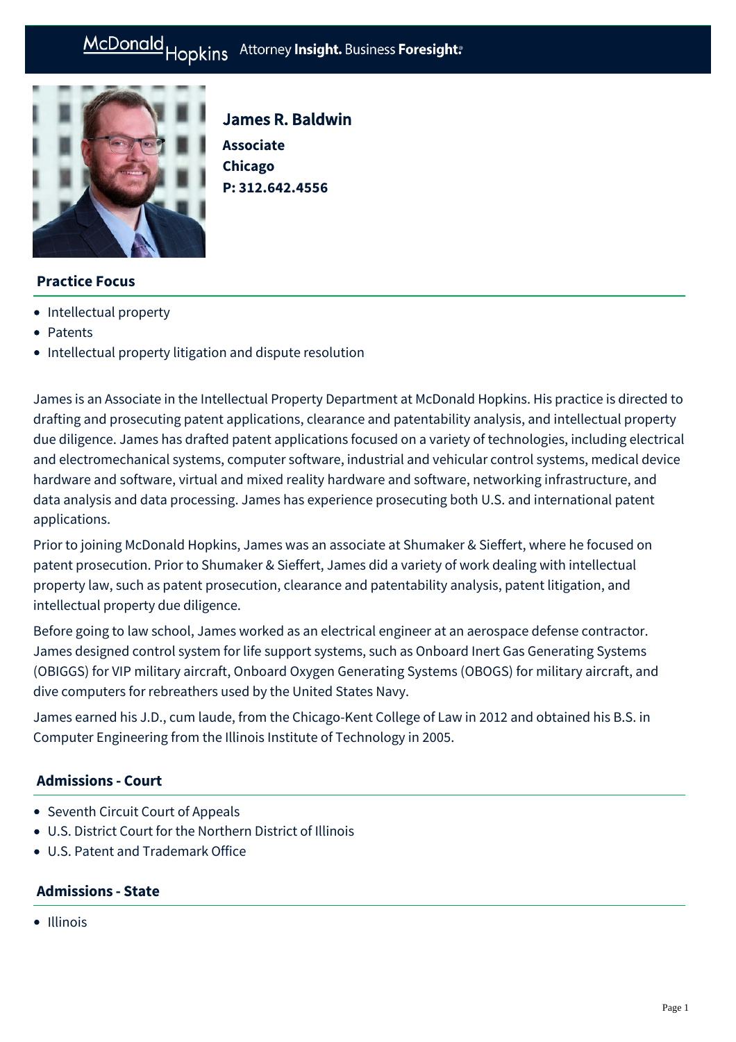# James R. Baldwin

**Associate**
**Chicago**
**P: 312.642.4556**

## Practice Focus

- Intellectual property
- Patents
- Intellectual property litigation and dispute resolution

James is an Associate in the Intellectual Property Department at McDonald Hopkins. His practice is directed to drafting and prosecuting patent applications, clearance and patentability analysis, and intellectual property due diligence. James has drafted patent applications focused on a variety of technologies, including electrical and electromechanical systems, computer software, industrial and vehicular control systems, medical device hardware and software, virtual and mixed reality hardware and software, networking infrastructure, and data analysis and data processing. James has experience prosecuting both U.S. and international patent applications.

Prior to joining McDonald Hopkins, James was an associate at Shumaker & Sieffert, where he focused on patent prosecution. Prior to Shumaker & Sieffert, James did a variety of work dealing with intellectual property law, such as patent prosecution, clearance and patentability analysis, patent litigation, and intellectual property due diligence.

Before going to law school, James worked as an electrical engineer at an aerospace defense contractor. James designed control system for life support systems, such as Onboard Inert Gas Generating Systems (OBIGGS) for VIP military aircraft, Onboard Oxygen Generating Systems (OBOGS) for military aircraft, and dive computers for rebreathers used by the United States Navy.

James earned his J.D., cum laude, from the Chicago-Kent College of Law in 2012 and obtained his B.S. in Computer Engineering from the Illinois Institute of Technology in 2005.

## Admissions - Court

- Seventh Circuit Court of Appeals
- U.S. District Court for the Northern District of Illinois
- U.S. Patent and Trademark Office

## Admissions - State

- Illinois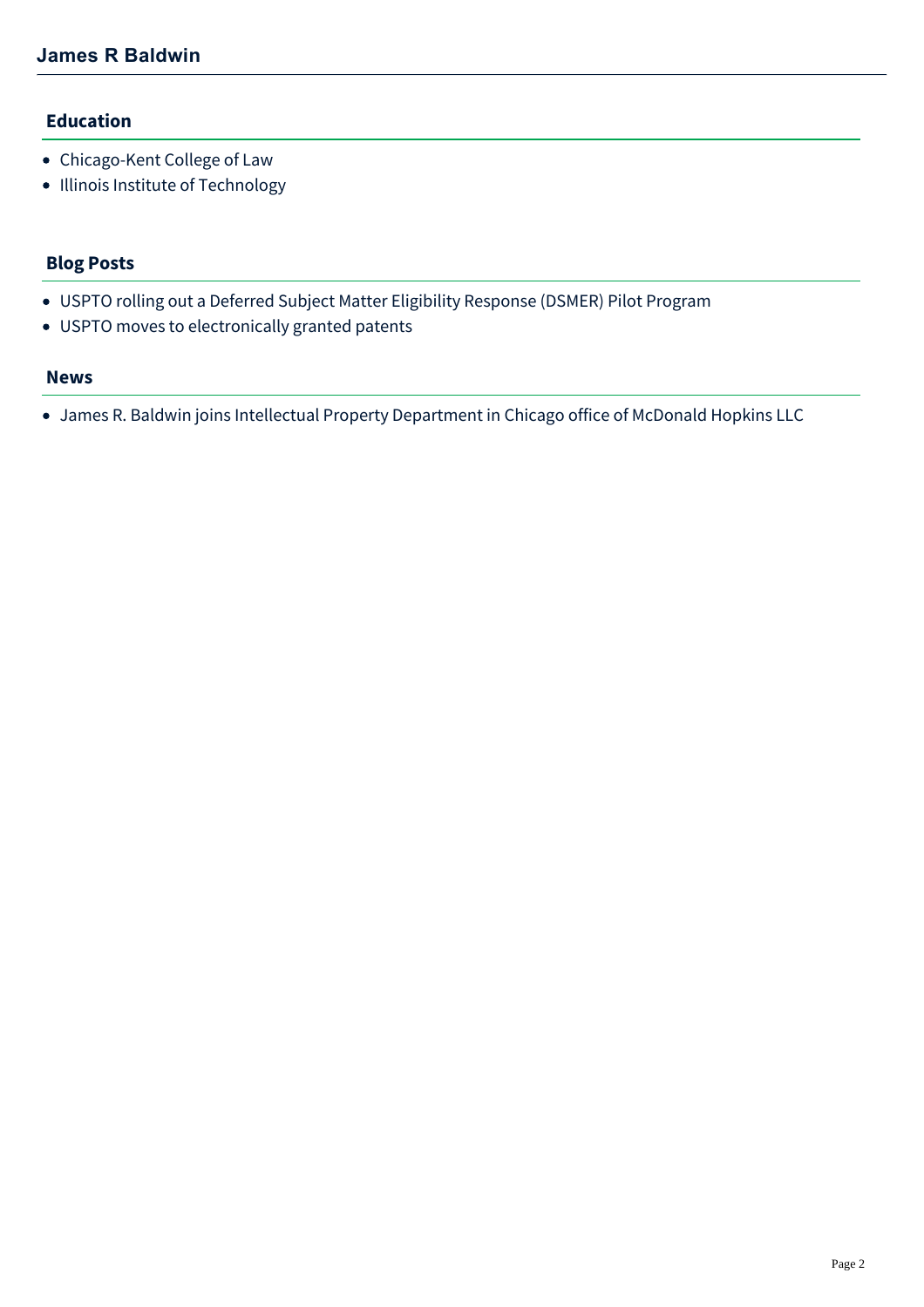## Education

- Chicago-Kent College of Law
- Illinois Institute of Technology

## Blog Posts

- USPTO rolling out a Deferred Subject Matter Eligibility Response (DSMER) Pilot Program
- USPTO moves to electronically granted patents

## News

- James R. Baldwin joins Intellectual Property Department in Chicago office of McDonald Hopkins LLC